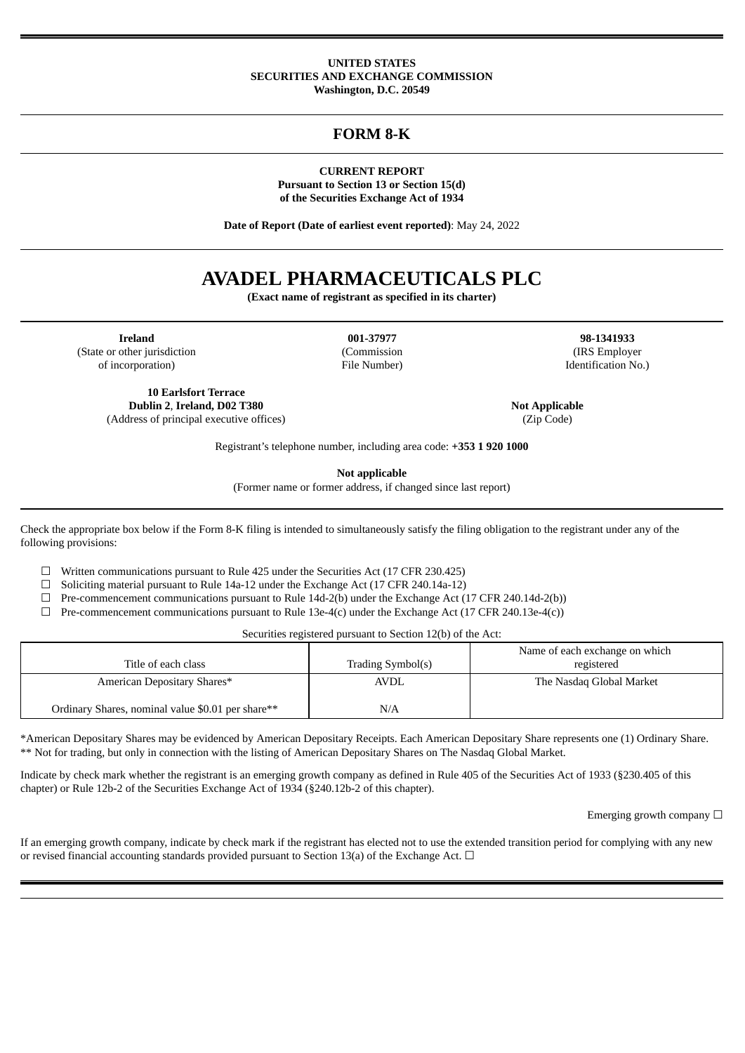**UNITED STATES**
**SECURITIES AND EXCHANGE COMMISSION**
**Washington, D.C. 20549**

# FORM 8-K

**CURRENT REPORT**
**Pursuant to Section 13 or Section 15(d)**
**of the Securities Exchange Act of 1934**

**Date of Report (Date of earliest event reported)**: May 24, 2022

# AVADEL PHARMACEUTICALS PLC

**(Exact name of registrant as specified in its charter)**

| **Ireland** | **001-37977** | **98-1341933** |
|---|---|---|
| (State or other jurisdiction of incorporation) | (Commission File Number) | (IRS Employer Identification No.) |

| **10 Earlsfort Terrace** **Dublin 2**, **Ireland, D02 T380** | **Not Applicable** |
|---|---|
| (Address of principal executive offices) | (Zip Code) |

Registrant's telephone number, including area code: **+353 1 920 1000**

**Not applicable**
(Former name or former address, if changed since last report)

Check the appropriate box below if the Form 8-K filing is intended to simultaneously satisfy the filing obligation to the registrant under any of the following provisions:

☐ Written communications pursuant to Rule 425 under the Securities Act (17 CFR 230.425)
☐ Soliciting material pursuant to Rule 14a-12 under the Exchange Act (17 CFR 240.14a-12)
☐ Pre-commencement communications pursuant to Rule 14d-2(b) under the Exchange Act (17 CFR 240.14d-2(b))
☐ Pre-commencement communications pursuant to Rule 13e-4(c) under the Exchange Act (17 CFR 240.13e-4(c))

Securities registered pursuant to Section 12(b) of the Act:

| Title of each class | Trading Symbol(s) | Name of each exchange on which registered |
|---|---|---|
| American Depositary Shares* | AVDL | The Nasdaq Global Market |
| Ordinary Shares, nominal value $0.01 per share** | N/A | |

*American Depositary Shares may be evidenced by American Depositary Receipts. Each American Depositary Share represents one (1) Ordinary Share.
** Not for trading, but only in connection with the listing of American Depositary Shares on The Nasdaq Global Market.

Indicate by check mark whether the registrant is an emerging growth company as defined in Rule 405 of the Securities Act of 1933 (§230.405 of this chapter) or Rule 12b-2 of the Securities Exchange Act of 1934 (§240.12b-2 of this chapter).

Emerging growth company ☐

If an emerging growth company, indicate by check mark if the registrant has elected not to use the extended transition period for complying with any new or revised financial accounting standards provided pursuant to Section 13(a) of the Exchange Act. ☐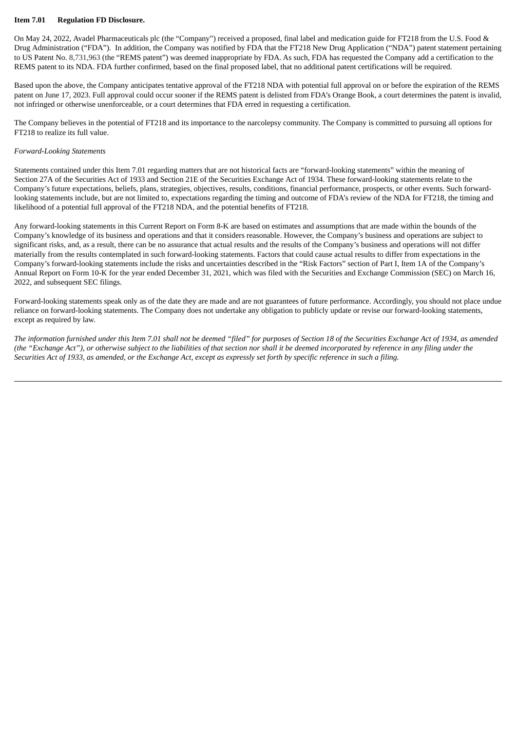**Item 7.01 Regulation FD Disclosure.**

On May 24, 2022, Avadel Pharmaceuticals plc (the "Company") received a proposed, final label and medication guide for FT218 from the U.S. Food & Drug Administration ("FDA"). In addition, the Company was notified by FDA that the FT218 New Drug Application ("NDA") patent statement pertaining to US Patent No. 8,731,963 (the "REMS patent") was deemed inappropriate by FDA. As such, FDA has requested the Company add a certification to the REMS patent to its NDA. FDA further confirmed, based on the final proposed label, that no additional patent certifications will be required.

Based upon the above, the Company anticipates tentative approval of the FT218 NDA with potential full approval on or before the expiration of the REMS patent on June 17, 2023. Full approval could occur sooner if the REMS patent is delisted from FDA's Orange Book, a court determines the patent is invalid, not infringed or otherwise unenforceable, or a court determines that FDA erred in requesting a certification.

The Company believes in the potential of FT218 and its importance to the narcolepsy community. The Company is committed to pursuing all options for FT218 to realize its full value.

*Forward-Looking Statements*

Statements contained under this Item 7.01 regarding matters that are not historical facts are "forward-looking statements" within the meaning of Section 27A of the Securities Act of 1933 and Section 21E of the Securities Exchange Act of 1934. These forward-looking statements relate to the Company's future expectations, beliefs, plans, strategies, objectives, results, conditions, financial performance, prospects, or other events. Such forward-looking statements include, but are not limited to, expectations regarding the timing and outcome of FDA's review of the NDA for FT218, the timing and likelihood of a potential full approval of the FT218 NDA, and the potential benefits of FT218.

Any forward-looking statements in this Current Report on Form 8-K are based on estimates and assumptions that are made within the bounds of the Company's knowledge of its business and operations and that it considers reasonable. However, the Company's business and operations are subject to significant risks, and, as a result, there can be no assurance that actual results and the results of the Company's business and operations will not differ materially from the results contemplated in such forward-looking statements. Factors that could cause actual results to differ from expectations in the Company's forward-looking statements include the risks and uncertainties described in the "Risk Factors" section of Part I, Item 1A of the Company's Annual Report on Form 10-K for the year ended December 31, 2021, which was filed with the Securities and Exchange Commission (SEC) on March 16, 2022, and subsequent SEC filings.

Forward-looking statements speak only as of the date they are made and are not guarantees of future performance. Accordingly, you should not place undue reliance on forward-looking statements. The Company does not undertake any obligation to publicly update or revise our forward-looking statements, except as required by law.

*The information furnished under this Item 7.01 shall not be deemed "filed" for purposes of Section 18 of the Securities Exchange Act of 1934, as amended (the "Exchange Act"), or otherwise subject to the liabilities of that section nor shall it be deemed incorporated by reference in any filing under the Securities Act of 1933, as amended, or the Exchange Act, except as expressly set forth by specific reference in such a filing.*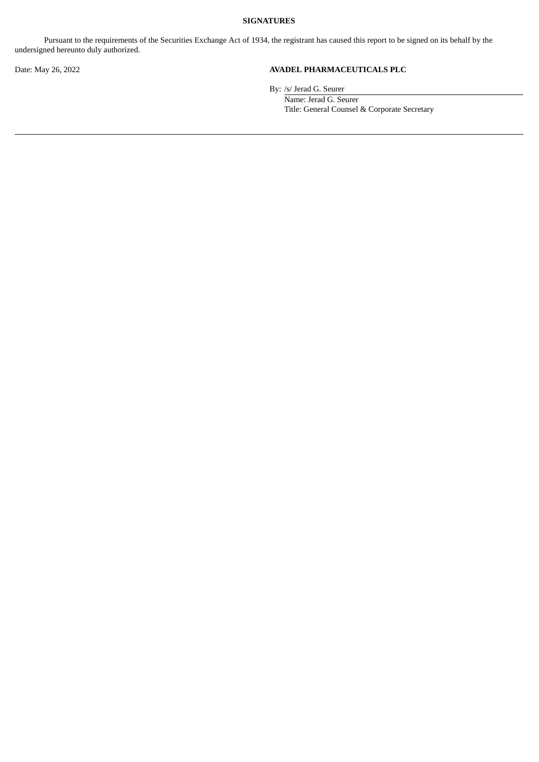**SIGNATURES**

Pursuant to the requirements of the Securities Exchange Act of 1934, the registrant has caused this report to be signed on its behalf by the undersigned hereunto duly authorized.

Date: May 26, 2022

**AVADEL PHARMACEUTICALS PLC**

By: /s/ Jerad G. Seurer

Name: Jerad G. Seurer

Title: General Counsel & Corporate Secretary